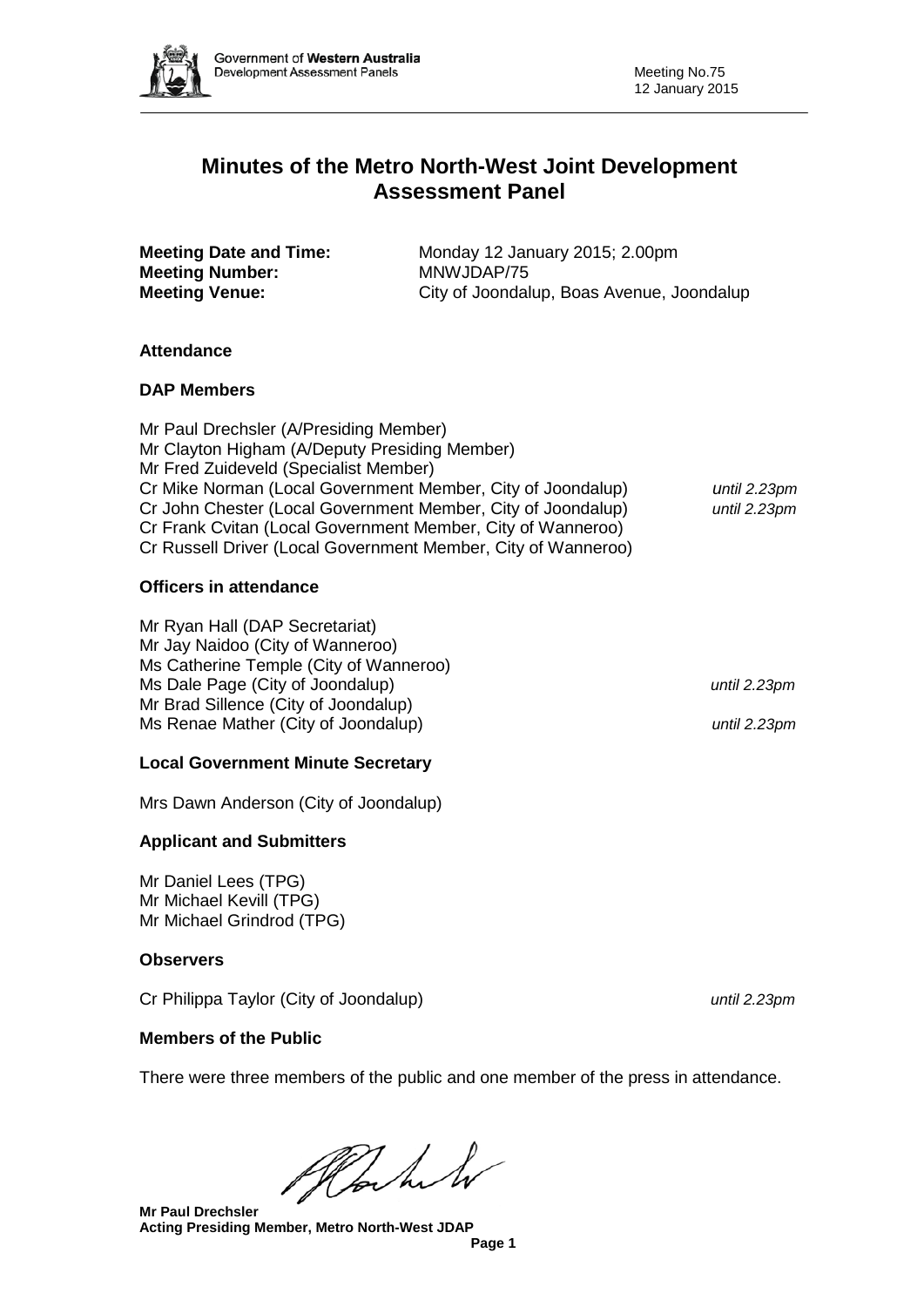# Minutes of the Metro North-West Joint Development Assessment Panel

**Meeting Date and Time:** Monday 12 January 2015; 2.00pm
**Meeting Number:** MNWJDAP/75
**Meeting Venue:** City of Joondalup, Boas Avenue, Joondalup

### Attendance

### DAP Members

Mr Paul Drechsler (A/Presiding Member)
Mr Clayton Higham (A/Deputy Presiding Member)
Mr Fred Zuideveld (Specialist Member)
Cr Mike Norman (Local Government Member, City of Joondalup) *until 2.23pm*
Cr John Chester (Local Government Member, City of Joondalup) *until 2.23pm*
Cr Frank Cvitan (Local Government Member, City of Wanneroo)
Cr Russell Driver (Local Government Member, City of Wanneroo)

### Officers in attendance

Mr Ryan Hall (DAP Secretariat)
Mr Jay Naidoo (City of Wanneroo)
Ms Catherine Temple (City of Wanneroo)
Ms Dale Page (City of Joondalup) *until 2.23pm*
Mr Brad Sillence (City of Joondalup)
Ms Renae Mather (City of Joondalup) *until 2.23pm*

### Local Government Minute Secretary

Mrs Dawn Anderson (City of Joondalup)

### Applicant and Submitters

Mr Daniel Lees (TPG)
Mr Michael Kevill (TPG)
Mr Michael Grindrod (TPG)

### Observers

Cr Philippa Taylor (City of Joondalup) *until 2.23pm*

### Members of the Public

There were three members of the public and one member of the press in attendance.

**Mr Paul Drechsler**
**Acting Presiding Member, Metro North-West JDAP**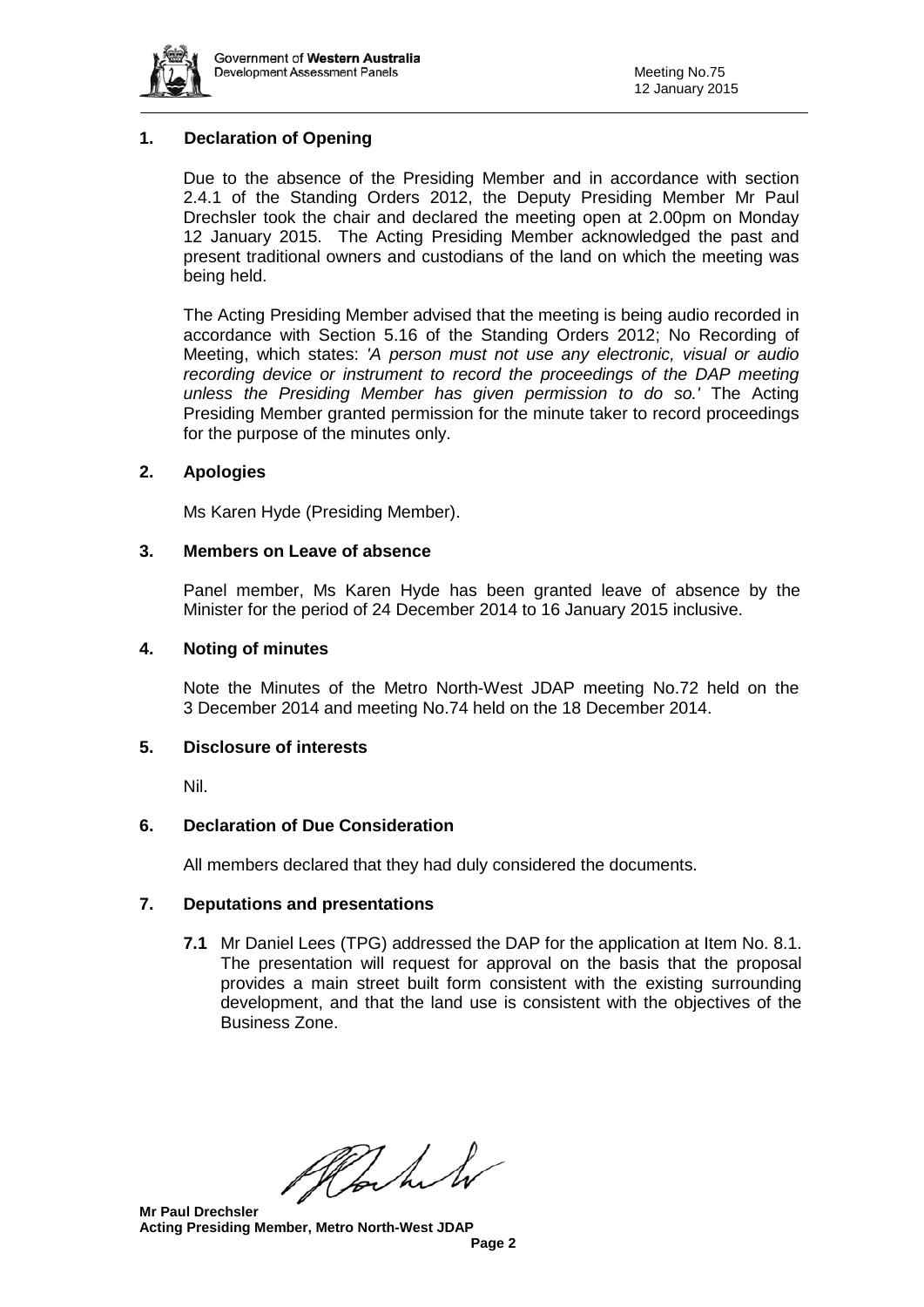## 1. Declaration of Opening

Due to the absence of the Presiding Member and in accordance with section 2.4.1 of the Standing Orders 2012, the Deputy Presiding Member Mr Paul Drechsler took the chair and declared the meeting open at 2.00pm on Monday 12 January 2015. The Acting Presiding Member acknowledged the past and present traditional owners and custodians of the land on which the meeting was being held.

The Acting Presiding Member advised that the meeting is being audio recorded in accordance with Section 5.16 of the Standing Orders 2012; No Recording of Meeting, which states: *'A person must not use any electronic, visual or audio recording device or instrument to record the proceedings of the DAP meeting unless the Presiding Member has given permission to do so.'* The Acting Presiding Member granted permission for the minute taker to record proceedings for the purpose of the minutes only.

## 2. Apologies

Ms Karen Hyde (Presiding Member).

## 3. Members on Leave of absence

Panel member, Ms Karen Hyde has been granted leave of absence by the Minister for the period of 24 December 2014 to 16 January 2015 inclusive.

## 4. Noting of minutes

Note the Minutes of the Metro North-West JDAP meeting No.72 held on the 3 December 2014 and meeting No.74 held on the 18 December 2014.

## 5. Disclosure of interests

Nil.

## 6. Declaration of Due Consideration

All members declared that they had duly considered the documents.

## 7. Deputations and presentations

**7.1** Mr Daniel Lees (TPG) addressed the DAP for the application at Item No. 8.1. The presentation will request for approval on the basis that the proposal provides a main street built form consistent with the existing surrounding development, and that the land use is consistent with the objectives of the Business Zone.

**Mr Paul Drechsler**
**Acting Presiding Member, Metro North-West JDAP**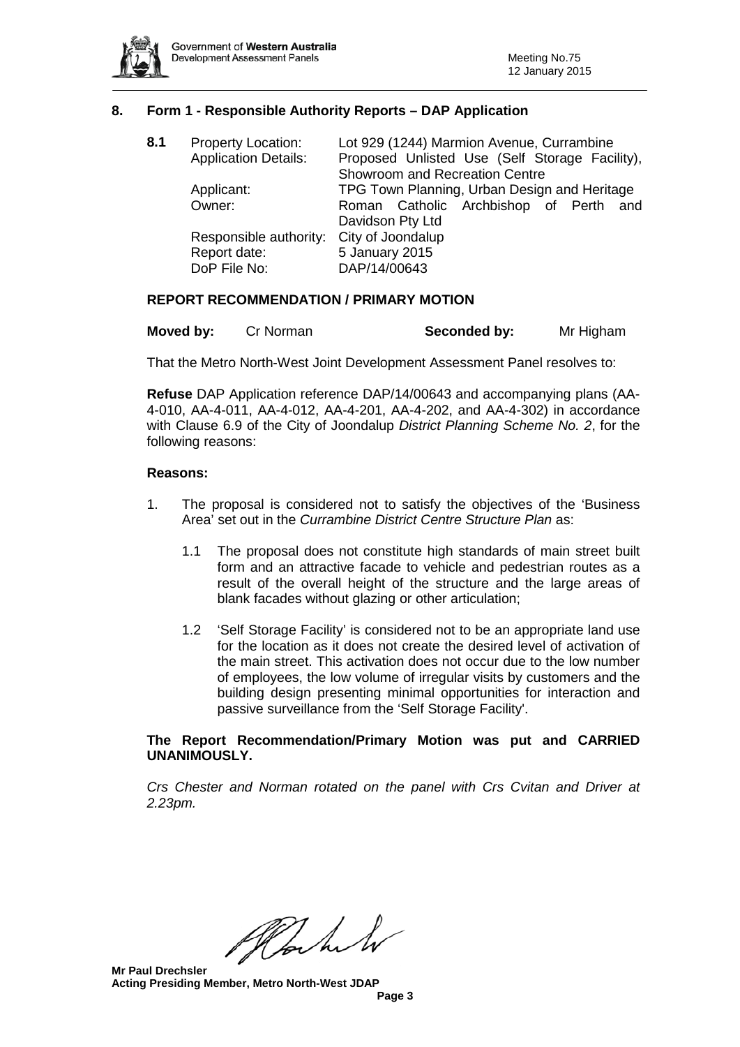## 8. Form 1 - Responsible Authority Reports – DAP Application

**8.1**

| | |
|---|---|
| Property Location: | Lot 929 (1244) Marmion Avenue, Currambine |
| Application Details: | Proposed Unlisted Use (Self Storage Facility), Showroom and Recreation Centre |
| Applicant: | TPG Town Planning, Urban Design and Heritage |
| Owner: | Roman Catholic Archbishop of Perth and Davidson Pty Ltd |
| Responsible authority: | City of Joondalup |
| Report date: | 5 January 2015 |
| DoP File No: | DAP/14/00643 |

### REPORT RECOMMENDATION / PRIMARY MOTION

**Moved by:** Cr Norman **Seconded by:** Mr Higham

That the Metro North-West Joint Development Assessment Panel resolves to:

**Refuse** DAP Application reference DAP/14/00643 and accompanying plans (AA-4-010, AA-4-011, AA-4-012, AA-4-201, AA-4-202, and AA-4-302) in accordance with Clause 6.9 of the City of Joondalup *District Planning Scheme No. 2*, for the following reasons:

**Reasons:**

1. The proposal is considered not to satisfy the objectives of the 'Business Area' set out in the *Currambine District Centre Structure Plan* as:

   1.1 The proposal does not constitute high standards of main street built form and an attractive facade to vehicle and pedestrian routes as a result of the overall height of the structure and the large areas of blank facades without glazing or other articulation;

   1.2 'Self Storage Facility' is considered not to be an appropriate land use for the location as it does not create the desired level of activation of the main street. This activation does not occur due to the low number of employees, the low volume of irregular visits by customers and the building design presenting minimal opportunities for interaction and passive surveillance from the 'Self Storage Facility'.

**The Report Recommendation/Primary Motion was put and CARRIED UNANIMOUSLY.**

*Crs Chester and Norman rotated on the panel with Crs Cvitan and Driver at 2.23pm.*

**Mr Paul Drechsler**
**Acting Presiding Member, Metro North-West JDAP**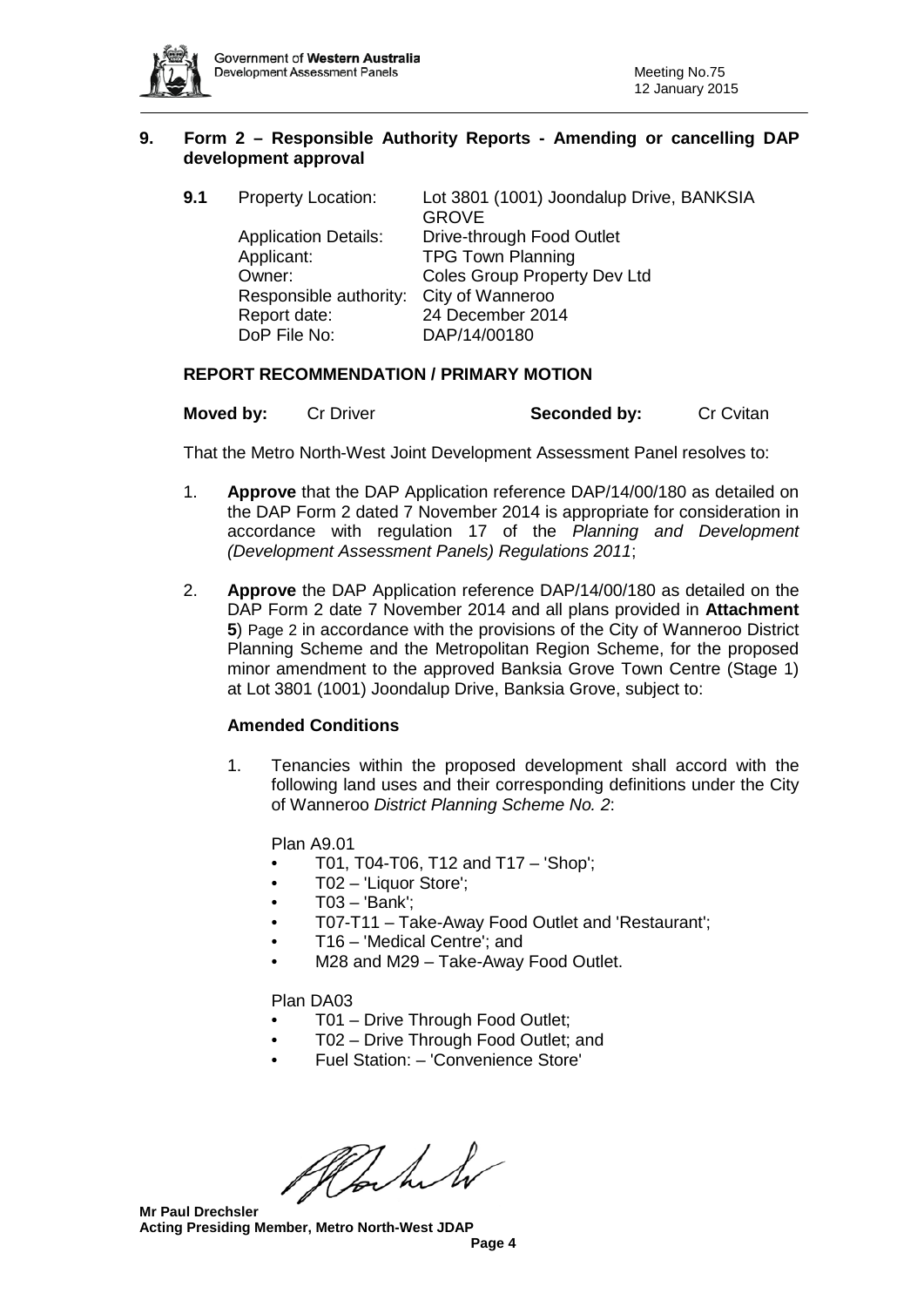## 9. Form 2 – Responsible Authority Reports - Amending or cancelling DAP development approval

**9.1** Property Location: Lot 3801 (1001) Joondalup Drive, BANKSIA GROVE
Application Details: Drive-through Food Outlet
Applicant: TPG Town Planning
Owner: Coles Group Property Dev Ltd
Responsible authority: City of Wanneroo
Report date: 24 December 2014
DoP File No: DAP/14/00180

### REPORT RECOMMENDATION / PRIMARY MOTION

**Moved by:** Cr Driver **Seconded by:** Cr Cvitan

That the Metro North-West Joint Development Assessment Panel resolves to:

1. **Approve** that the DAP Application reference DAP/14/00/180 as detailed on the DAP Form 2 dated 7 November 2014 is appropriate for consideration in accordance with regulation 17 of the *Planning and Development (Development Assessment Panels) Regulations 2011*;

2. **Approve** the DAP Application reference DAP/14/00/180 as detailed on the DAP Form 2 date 7 November 2014 and all plans provided in **Attachment 5**) Page 2 in accordance with the provisions of the City of Wanneroo District Planning Scheme and the Metropolitan Region Scheme, for the proposed minor amendment to the approved Banksia Grove Town Centre (Stage 1) at Lot 3801 (1001) Joondalup Drive, Banksia Grove, subject to:

#### Amended Conditions

1. Tenancies within the proposed development shall accord with the following land uses and their corresponding definitions under the City of Wanneroo *District Planning Scheme No. 2*:

   Plan A9.01
   - T01, T04-T06, T12 and T17 – 'Shop';
   - T02 – 'Liquor Store';
   - T03 – 'Bank';
   - T07-T11 – Take-Away Food Outlet and 'Restaurant';
   - T16 – 'Medical Centre'; and
   - M28 and M29 – Take-Away Food Outlet.

   Plan DA03
   - T01 – Drive Through Food Outlet;
   - T02 – Drive Through Food Outlet; and
   - Fuel Station: – 'Convenience Store'

**Mr Paul Drechsler**
**Acting Presiding Member, Metro North-West JDAP**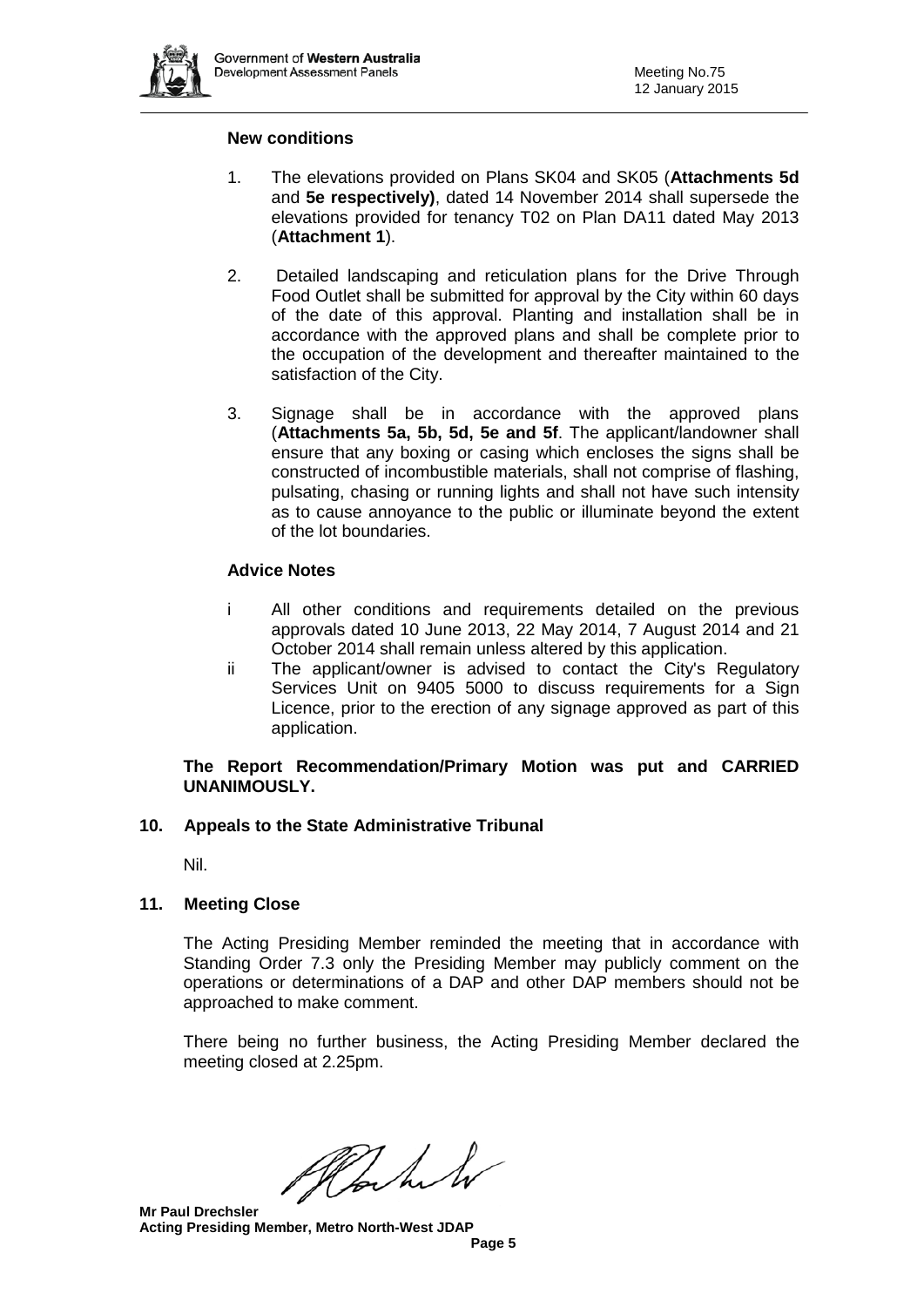**New conditions**

1. The elevations provided on Plans SK04 and SK05 (**Attachments 5d** and **5e respectively)**, dated 14 November 2014 shall supersede the elevations provided for tenancy T02 on Plan DA11 dated May 2013 (**Attachment 1**).

2. Detailed landscaping and reticulation plans for the Drive Through Food Outlet shall be submitted for approval by the City within 60 days of the date of this approval. Planting and installation shall be in accordance with the approved plans and shall be complete prior to the occupation of the development and thereafter maintained to the satisfaction of the City.

3. Signage shall be in accordance with the approved plans (**Attachments 5a, 5b, 5d, 5e and 5f**. The applicant/landowner shall ensure that any boxing or casing which encloses the signs shall be constructed of incombustible materials, shall not comprise of flashing, pulsating, chasing or running lights and shall not have such intensity as to cause annoyance to the public or illuminate beyond the extent of the lot boundaries.

**Advice Notes**

i All other conditions and requirements detailed on the previous approvals dated 10 June 2013, 22 May 2014, 7 August 2014 and 21 October 2014 shall remain unless altered by this application.

ii The applicant/owner is advised to contact the City's Regulatory Services Unit on 9405 5000 to discuss requirements for a Sign Licence, prior to the erection of any signage approved as part of this application.

**The Report Recommendation/Primary Motion was put and CARRIED UNANIMOUSLY.**

## 10. Appeals to the State Administrative Tribunal

Nil.

## 11. Meeting Close

The Acting Presiding Member reminded the meeting that in accordance with Standing Order 7.3 only the Presiding Member may publicly comment on the operations or determinations of a DAP and other DAP members should not be approached to make comment.

There being no further business, the Acting Presiding Member declared the meeting closed at 2.25pm.

**Mr Paul Drechsler**
**Acting Presiding Member, Metro North-West JDAP**